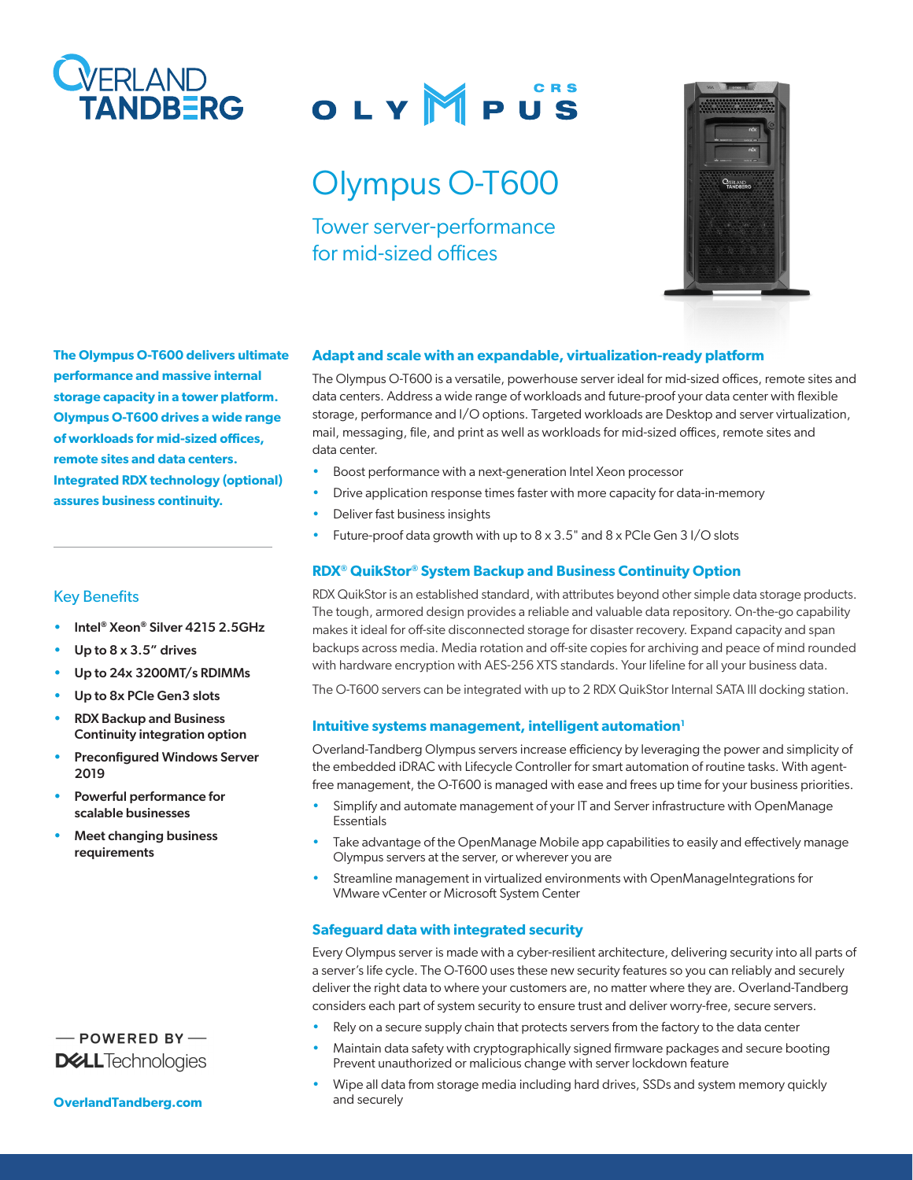# Olympus O-T600

## Tower server-performance for mid-sized offices

**The Olympus O-T600 delivers ultimate performance and massive internal storage capacity in a tower platform. Olympus O-T600 drives a wide range of workloads for mid-sized offices, remote sites and data centers. Integrated RDX technology (optional) assures business continuity.**

### Key Benefits

- **Intel® Xeon® Silver 4215 2.5GHz**
- **Up to 8 x 3.5" drives**
- **Up to 24x 3200MT/s RDIMMs**
- **Up to 8x PCIe Gen3 slots**
- **RDX Backup and Business Continuity integration option**
- **Preconfigured Windows Server 2019**
- **Powerful performance for scalable businesses**
- **Meet changing business requirements**

— POWERED BY —
DELL Technologies

**OverlandTandberg.com**

### Adapt and scale with an expandable, virtualization-ready platform

The Olympus O-T600 is a versatile, powerhouse server ideal for mid-sized offices, remote sites and data centers. Address a wide range of workloads and future-proof your data center with flexible storage, performance and I/O options. Targeted workloads are Desktop and server virtualization, mail, messaging, file, and print as well as workloads for mid-sized offices, remote sites and data center.

- Boost performance with a next-generation Intel Xeon processor
- Drive application response times faster with more capacity for data-in-memory
- Deliver fast business insights
- Future-proof data growth with up to 8 x 3.5" and 8 x PCIe Gen 3 I/O slots

### RDX® QuikStor® System Backup and Business Continuity Option

RDX QuikStor is an established standard, with attributes beyond other simple data storage products. The tough, armored design provides a reliable and valuable data repository. On-the-go capability makes it ideal for off-site disconnected storage for disaster recovery. Expand capacity and span backups across media. Media rotation and off-site copies for archiving and peace of mind rounded with hardware encryption with AES-256 XTS standards. Your lifeline for all your business data.

The O-T600 servers can be integrated with up to 2 RDX QuikStor Internal SATA III docking station.

### Intuitive systems management, intelligent automation[1]

Overland-Tandberg Olympus servers increase efficiency by leveraging the power and simplicity of the embedded iDRAC with Lifecycle Controller for smart automation of routine tasks. With agent-free management, the O-T600 is managed with ease and frees up time for your business priorities.

- Simplify and automate management of your IT and Server infrastructure with OpenManage Essentials
- Take advantage of the OpenManage Mobile app capabilities to easily and effectively manage Olympus servers at the server, or wherever you are
- Streamline management in virtualized environments with OpenManageIntegrations for VMware vCenter or Microsoft System Center

### Safeguard data with integrated security

Every Olympus server is made with a cyber-resilient architecture, delivering security into all parts of a server's life cycle. The O-T600 uses these new security features so you can reliably and securely deliver the right data to where your customers are, no matter where they are. Overland-Tandberg considers each part of system security to ensure trust and deliver worry-free, secure servers.

- Rely on a secure supply chain that protects servers from the factory to the data center
- Maintain data safety with cryptographically signed firmware packages and secure booting Prevent unauthorized or malicious change with server lockdown feature
- Wipe all data from storage media including hard drives, SSDs and system memory quickly and securely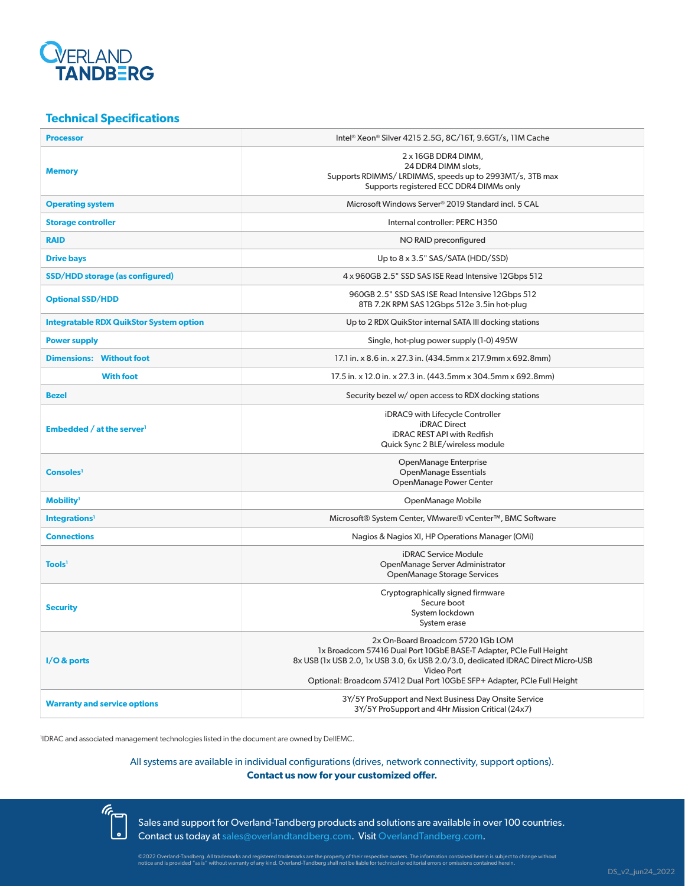OVERLAND TANDBERG

## Technical Specifications

| | |
|---|---|
| **Processor** | Intel® Xeon® Silver 4215 2.5G, 8C/16T, 9.6GT/s, 11M Cache |
| **Memory** | 2 x 16GB DDR4 DIMM,<br>24 DDR4 DIMM slots,<br>Supports RDIMMS/ LRDIMMS, speeds up to 2993MT/s, 3TB max<br>Supports registered ECC DDR4 DIMMs only |
| **Operating system** | Microsoft Windows Server® 2019 Standard incl. 5 CAL |
| **Storage controller** | Internal controller: PERC H350 |
| **RAID** | NO RAID preconfigured |
| **Drive bays** | Up to 8 x 3.5" SAS/SATA (HDD/SSD) |
| **SSD/HDD storage (as configured)** | 4 x 960GB 2.5" SSD SAS ISE Read Intensive 12Gbps 512 |
| **Optional SSD/HDD** | 960GB 2.5" SSD SAS ISE Read Intensive 12Gbps 512<br>8TB 7.2K RPM SAS 12Gbps 512e 3.5in hot-plug |
| **Integratable RDX QuikStor System option** | Up to 2 RDX QuikStor internal SATA III docking stations |
| **Power supply** | Single, hot-plug power supply (1-0) 495W |
| **Dimensions: Without foot** | 17.1 in. x 8.6 in. x 27.3 in. (434.5mm x 217.9mm x 692.8mm) |
| **With foot** | 17.5 in. x 12.0 in. x 27.3 in. (443.5mm x 304.5mm x 692.8mm) |
| **Bezel** | Security bezel w/ open access to RDX docking stations |
| **Embedded / at the server[1]** | iDRAC9 with Lifecycle Controller<br>iDRAC Direct<br>iDRAC REST API with Redfish<br>Quick Sync 2 BLE/wireless module |
| **Consoles[1]** | OpenManage Enterprise<br>OpenManage Essentials<br>OpenManage Power Center |
| **Mobility[1]** | OpenManage Mobile |
| **Integrations[1]** | Microsoft® System Center, VMware® vCenter™, BMC Software |
| **Connections** | Nagios & Nagios XI, HP Operations Manager (OMi) |
| **Tools[1]** | iDRAC Service Module<br>OpenManage Server Administrator<br>OpenManage Storage Services |
| **Security** | Cryptographically signed firmware<br>Secure boot<br>System lockdown<br>System erase |
| **I/O & ports** | 2x On-Board Broadcom 5720 1Gb LOM<br>1x Broadcom 57416 Dual Port 10GbE BASE-T Adapter, PCIe Full Height<br>8x USB (1x USB 2.0, 1x USB 3.0, 6x USB 2.0/3.0, dedicated IDRAC Direct Micro-USB<br>Video Port<br>Optional: Broadcom 57412 Dual Port 10GbE SFP+ Adapter, PCIe Full Height |
| **Warranty and service options** | 3Y/5Y ProSupport and Next Business Day Onsite Service<br>3Y/5Y ProSupport and 4Hr Mission Critical (24x7) |

[1]IDRAC and associated management technologies listed in the document are owned by DellEMC.

All systems are available in individual configurations (drives, network connectivity, support options).
**Contact us now for your customized offer.**

Sales and support for Overland-Tandberg products and solutions are available in over 100 countries. Contact us today at sales@overlandtandberg.com. Visit OverlandTandberg.com.

©2022 Overland-Tandberg. All trademarks and registered trademarks are the property of their respective owners. The information contained herein is subject to change without notice and is provided "as is" without warranty of any kind. Overland-Tandberg shall not be liable for technical or editorial errors or omissions contained herein.

DS_v2_jun24_2022